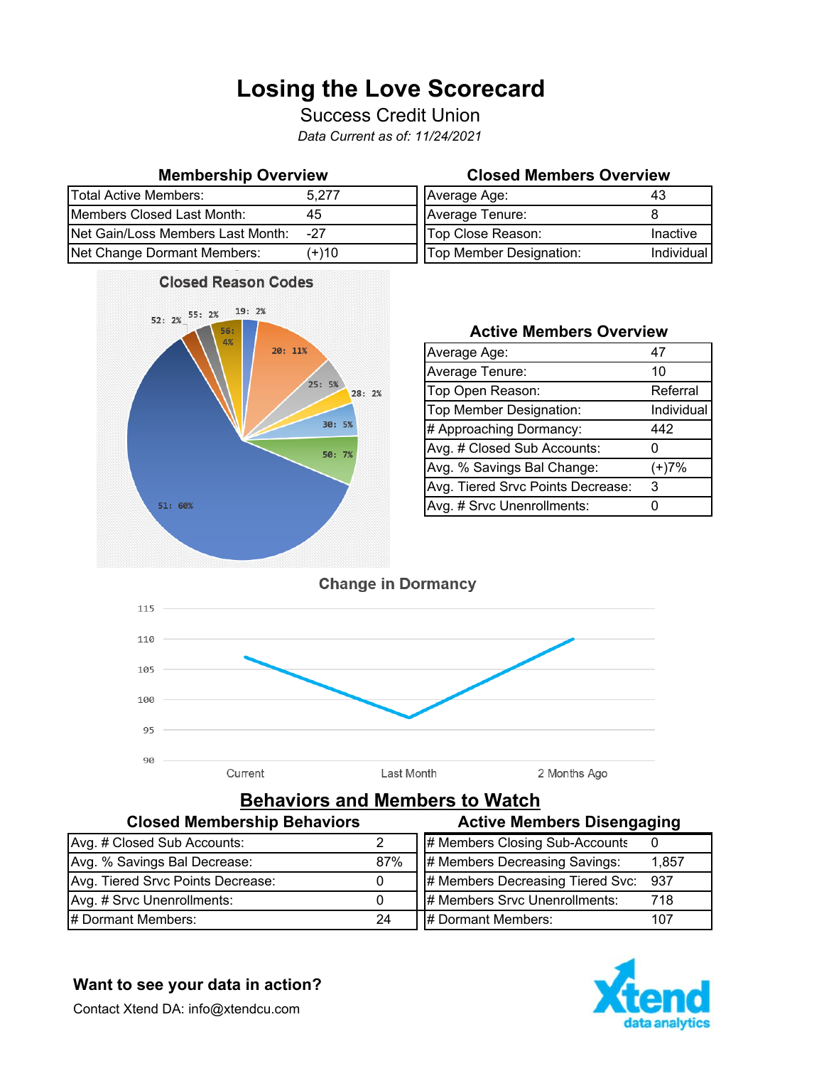# Losing the Love Scorecard

Success Credit Union

*Data Current as of: 11/24/2021*

## Membership Overview

| | |
|---|---|
| Total Active Members: | 5,277 |
| Members Closed Last Month: | 45 |
| Net Gain/Loss Members Last Month: | -27 |
| Net Change Dormant Members: | (+)10 |

## Closed Members Overview

| | |
|---|---|
| Average Age: | 43 |
| Average Tenure: | 8 |
| Top Close Reason: | Inactive |
| Top Member Designation: | Individual |

## Closed Reason Codes

| Code | Percentage |
|---|---|
| 19 | 2% |
| 20 | 11% |
| 25 | 5% |
| 28 | 2% |
| 30 | 5% |
| 50 | 7% |
| 51 | 60% |
| 52 | 2% |
| 55 | 2% |
| 56 | 4% |

## Active Members Overview

| | |
|---|---|
| Average Age: | 47 |
| Average Tenure: | 10 |
| Top Open Reason: | Referral |
| Top Member Designation: | Individual |
| # Approaching Dormancy: | 442 |
| Avg. # Closed Sub Accounts: | 0 |
| Avg. % Savings Bal Change: | (+)7% |
| Avg. Tiered Srvc Points Decrease: | 3 |
| Avg. # Srvc Unenrollments: | 0 |

## Change in Dormancy

| Period | Dormant Members |
|---|---|
| Current | 107 |
| Last Month | 97 |
| 2 Months Ago | 110 |

## Behaviors and Members to Watch

### Closed Membership Behaviors

| | |
|---|---|
| Avg. # Closed Sub Accounts: | 2 |
| Avg. % Savings Bal Decrease: | 87% |
| Avg. Tiered Srvc Points Decrease: | 0 |
| Avg. # Srvc Unenrollments: | 0 |
| # Dormant Members: | 24 |

### Active Members Disengaging

| | |
|---|---|
| # Members Closing Sub-Accounts | 0 |
| # Members Decreasing Savings: | 1,857 |
| # Members Decreasing Tiered Svc: | 937 |
| # Members Srvc Unenrollments: | 718 |
| # Dormant Members: | 107 |

**Want to see your data in action?**

Contact Xtend DA: info@xtendcu.com

Xtend data analytics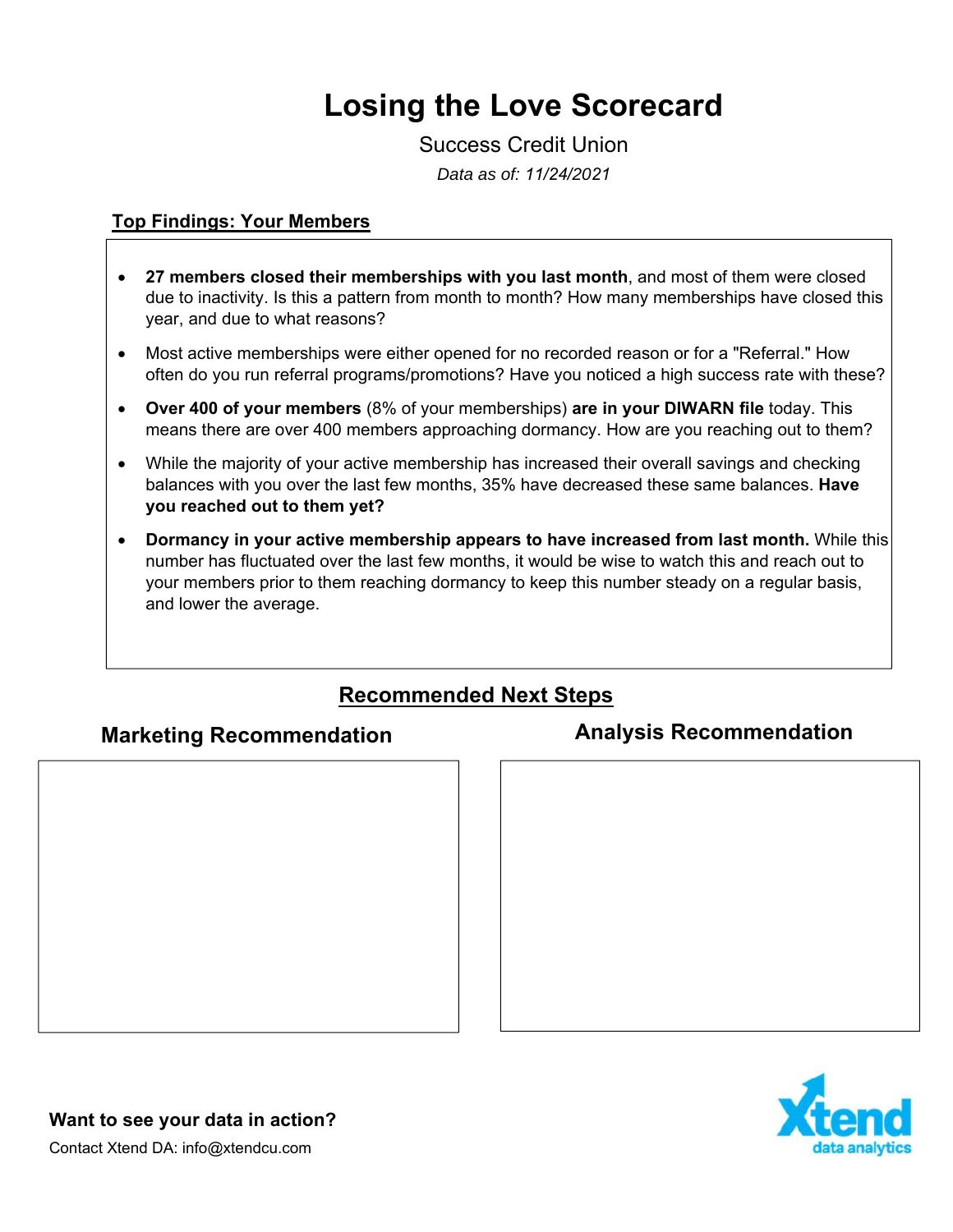# Losing the Love Scorecard

Success Credit Union

*Data as of: 11/24/2021*

## Top Findings: Your Members

- **27 members closed their memberships with you last month**, and most of them were closed due to inactivity. Is this a pattern from month to month? How many memberships have closed this year, and due to what reasons?
- Most active memberships were either opened for no recorded reason or for a "Referral." How often do you run referral programs/promotions? Have you noticed a high success rate with these?
- **Over 400 of your members** (8% of your memberships) **are in your DIWARN file** today. This means there are over 400 members approaching dormancy. How are you reaching out to them?
- While the majority of your active membership has increased their overall savings and checking balances with you over the last few months, 35% have decreased these same balances. **Have you reached out to them yet?**
- **Dormancy in your active membership appears to have increased from last month.** While this number has fluctuated over the last few months, it would be wise to watch this and reach out to your members prior to them reaching dormancy to keep this number steady on a regular basis, and lower the average.

## Recommended Next Steps

### Marketing Recommendation

### Analysis Recommendation

**Want to see your data in action?**

Contact Xtend DA: info@xtendcu.com

Xtend data analytics